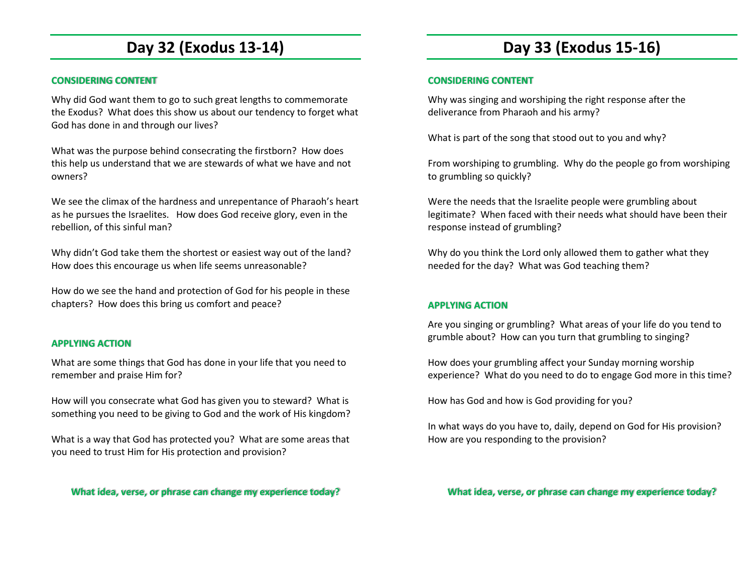# Day 32 (Exodus 13-14)

### CONSIDERING CONTENT

Why did God want them to go to such great lengths to commemorate the Exodus? What does this show us about our tendency to forget what God has done in and through our lives?

What was the purpose behind consecrating the firstborn? How does this help us understand that we are stewards of what we have and not owners?

We see the climax of the hardness and unrepentance of Pharaoh's heart as he pursues the Israelites. How does God receive glory, even in the rebellion, of this sinful man?

Why didn't God take them the shortest or easiest way out of the land? How does this encourage us when life seems unreasonable?

How do we see the hand and protection of God for his people in these chapters? How does this bring us comfort and peace?

### APPLYING ACTION

What are some things that God has done in your life that you need to remember and praise Him for?

How will you consecrate what God has given you to steward? What is something you need to be giving to God and the work of His kingdom?

What is a way that God has protected you? What are some areas that you need to trust Him for His protection and provision?

**What idea, verse, or phrase can change my experience today?**

# Day 33 (Exodus 15-16)

### CONSIDERING CONTENT

Why was singing and worshiping the right response after the deliverance from Pharaoh and his army?

What is part of the song that stood out to you and why?

From worshiping to grumbling. Why do the people go from worshiping to grumbling so quickly?

Were the needs that the Israelite people were grumbling about legitimate? When faced with their needs what should have been their response instead of grumbling?

Why do you think the Lord only allowed them to gather what they needed for the day? What was God teaching them?

### APPLYING ACTION

Are you singing or grumbling? What areas of your life do you tend to grumble about? How can you turn that grumbling to singing?

How does your grumbling affect your Sunday morning worship experience? What do you need to do to engage God more in this time?

How has God and how is God providing for you?

In what ways do you have to, daily, depend on God for His provision? How are you responding to the provision?

**What idea, verse, or phrase can change my experience today?**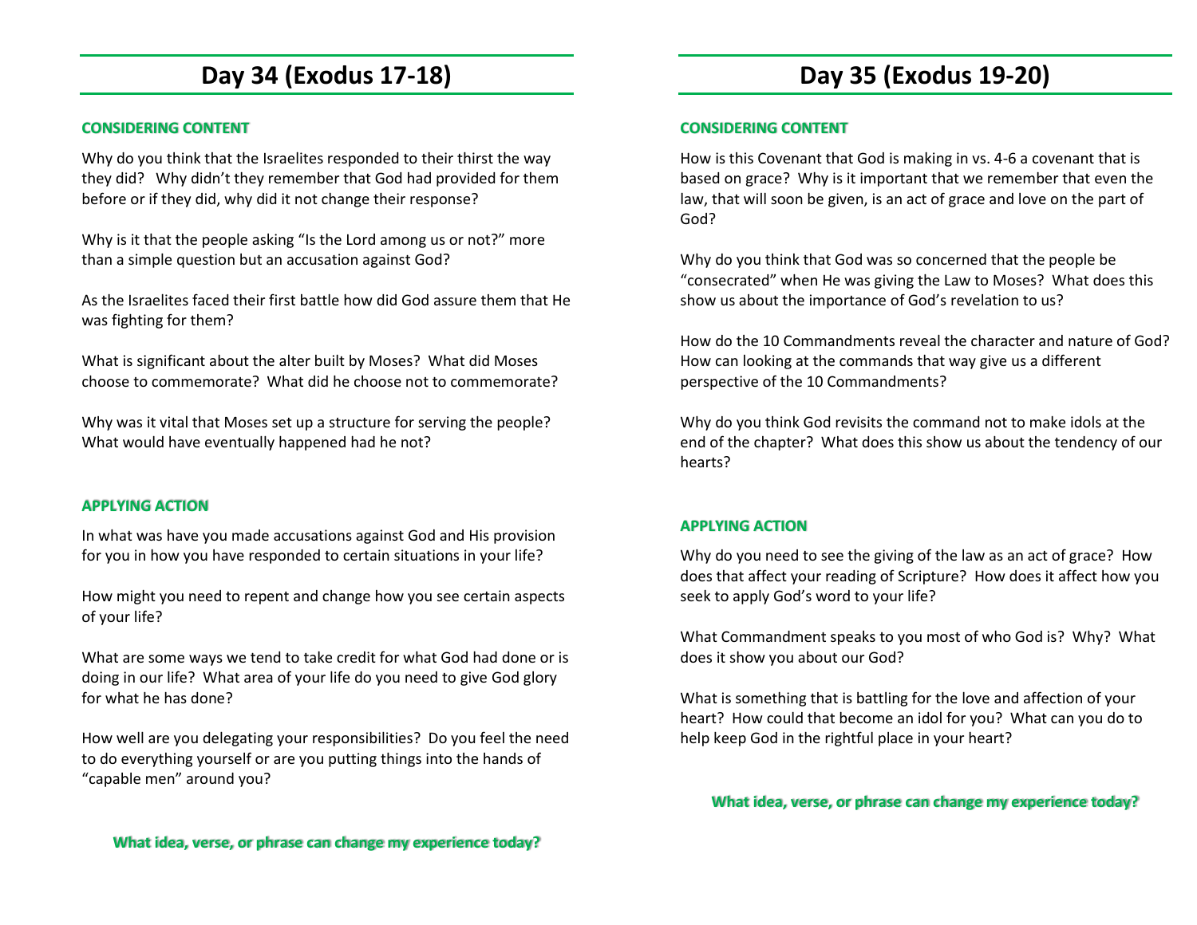# Day 34 (Exodus 17-18)

### CONSIDERING CONTENT

Why do you think that the Israelites responded to their thirst the way they did? Why didn't they remember that God had provided for them before or if they did, why did it not change their response?

Why is it that the people asking "Is the Lord among us or not?" more than a simple question but an accusation against God?

As the Israelites faced their first battle how did God assure them that He was fighting for them?

What is significant about the alter built by Moses? What did Moses choose to commemorate? What did he choose not to commemorate?

Why was it vital that Moses set up a structure for serving the people? What would have eventually happened had he not?

### APPLYING ACTION

In what was have you made accusations against God and His provision for you in how you have responded to certain situations in your life?

How might you need to repent and change how you see certain aspects of your life?

What are some ways we tend to take credit for what God had done or is doing in our life? What area of your life do you need to give God glory for what he has done?

How well are you delegating your responsibilities? Do you feel the need to do everything yourself or are you putting things into the hands of "capable men" around you?

**What idea, verse, or phrase can change my experience today?**

# Day 35 (Exodus 19-20)

### CONSIDERING CONTENT

How is this Covenant that God is making in vs. 4-6 a covenant that is based on grace? Why is it important that we remember that even the law, that will soon be given, is an act of grace and love on the part of God?

Why do you think that God was so concerned that the people be "consecrated" when He was giving the Law to Moses? What does this show us about the importance of God's revelation to us?

How do the 10 Commandments reveal the character and nature of God? How can looking at the commands that way give us a different perspective of the 10 Commandments?

Why do you think God revisits the command not to make idols at the end of the chapter? What does this show us about the tendency of our hearts?

### APPLYING ACTION

Why do you need to see the giving of the law as an act of grace? How does that affect your reading of Scripture? How does it affect how you seek to apply God's word to your life?

What Commandment speaks to you most of who God is? Why? What does it show you about our God?

What is something that is battling for the love and affection of your heart? How could that become an idol for you? What can you do to help keep God in the rightful place in your heart?

**What idea, verse, or phrase can change my experience today?**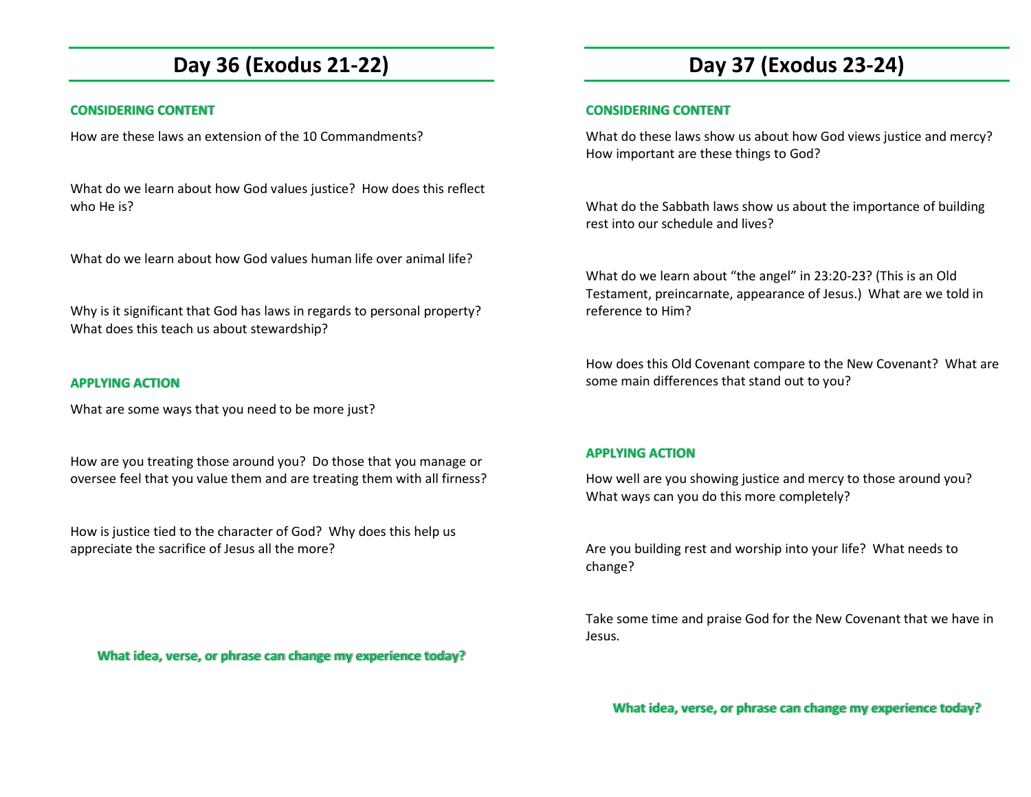## Day 36 (Exodus 21-22)

**CONSIDERING CONTENT**

How are these laws an extension of the 10 Commandments?

What do we learn about how God values justice? How does this reflect who He is?

What do we learn about how God values human life over animal life?

Why is it significant that God has laws in regards to personal property? What does this teach us about stewardship?

**APPLYING ACTION**

What are some ways that you need to be more just?

How are you treating those around you? Do those that you manage or oversee feel that you value them and are treating them with all firness?

How is justice tied to the character of God? Why does this help us appreciate the sacrifice of Jesus all the more?

**What idea, verse, or phrase can change my experience today?**

## Day 37 (Exodus 23-24)

**CONSIDERING CONTENT**

What do these laws show us about how God views justice and mercy? How important are these things to God?

What do the Sabbath laws show us about the importance of building rest into our schedule and lives?

What do we learn about "the angel" in 23:20-23? (This is an Old Testament, preincarnate, appearance of Jesus.) What are we told in reference to Him?

How does this Old Covenant compare to the New Covenant? What are some main differences that stand out to you?

**APPLYING ACTION**

How well are you showing justice and mercy to those around you? What ways can you do this more completely?

Are you building rest and worship into your life? What needs to change?

Take some time and praise God for the New Covenant that we have in Jesus.

**What idea, verse, or phrase can change my experience today?**